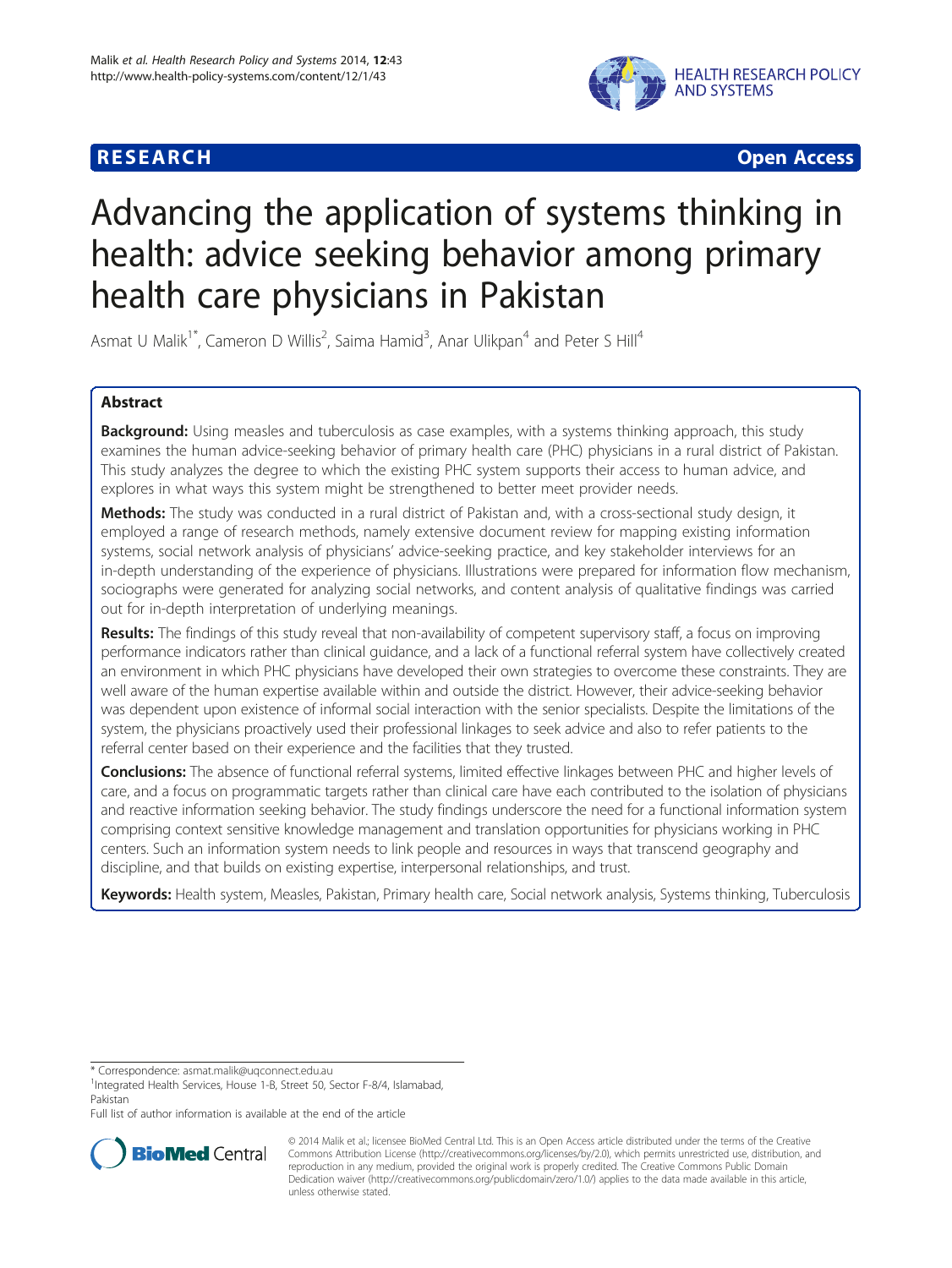**RESEARCH** **Open Access**

# Advancing the application of systems thinking in health: advice seeking behavior among primary health care physicians in Pakistan

Asmat U Malik[1*], Cameron D Willis[2], Saima Hamid[3], Anar Ulikpan[4] and Peter S Hill[4]

## Abstract

**Background:** Using measles and tuberculosis as case examples, with a systems thinking approach, this study examines the human advice-seeking behavior of primary health care (PHC) physicians in a rural district of Pakistan. This study analyzes the degree to which the existing PHC system supports their access to human advice, and explores in what ways this system might be strengthened to better meet provider needs.

**Methods:** The study was conducted in a rural district of Pakistan and, with a cross-sectional study design, it employed a range of research methods, namely extensive document review for mapping existing information systems, social network analysis of physicians' advice-seeking practice, and key stakeholder interviews for an in-depth understanding of the experience of physicians. Illustrations were prepared for information flow mechanism, sociographs were generated for analyzing social networks, and content analysis of qualitative findings was carried out for in-depth interpretation of underlying meanings.

**Results:** The findings of this study reveal that non-availability of competent supervisory staff, a focus on improving performance indicators rather than clinical guidance, and a lack of a functional referral system have collectively created an environment in which PHC physicians have developed their own strategies to overcome these constraints. They are well aware of the human expertise available within and outside the district. However, their advice-seeking behavior was dependent upon existence of informal social interaction with the senior specialists. Despite the limitations of the system, the physicians proactively used their professional linkages to seek advice and also to refer patients to the referral center based on their experience and the facilities that they trusted.

**Conclusions:** The absence of functional referral systems, limited effective linkages between PHC and higher levels of care, and a focus on programmatic targets rather than clinical care have each contributed to the isolation of physicians and reactive information seeking behavior. The study findings underscore the need for a functional information system comprising context sensitive knowledge management and translation opportunities for physicians working in PHC centers. Such an information system needs to link people and resources in ways that transcend geography and discipline, and that builds on existing expertise, interpersonal relationships, and trust.

**Keywords:** Health system, Measles, Pakistan, Primary health care, Social network analysis, Systems thinking, Tuberculosis

\* Correspondence: asmat.malik@uqconnect.edu.au

[1]Integrated Health Services, House 1-B, Street 50, Sector F-8/4, Islamabad, Pakistan

Full list of author information is available at the end of the article

© 2014 Malik et al.; licensee BioMed Central Ltd. This is an Open Access article distributed under the terms of the Creative Commons Attribution License (http://creativecommons.org/licenses/by/2.0), which permits unrestricted use, distribution, and reproduction in any medium, provided the original work is properly credited. The Creative Commons Public Domain Dedication waiver (http://creativecommons.org/publicdomain/zero/1.0/) applies to the data made available in this article, unless otherwise stated.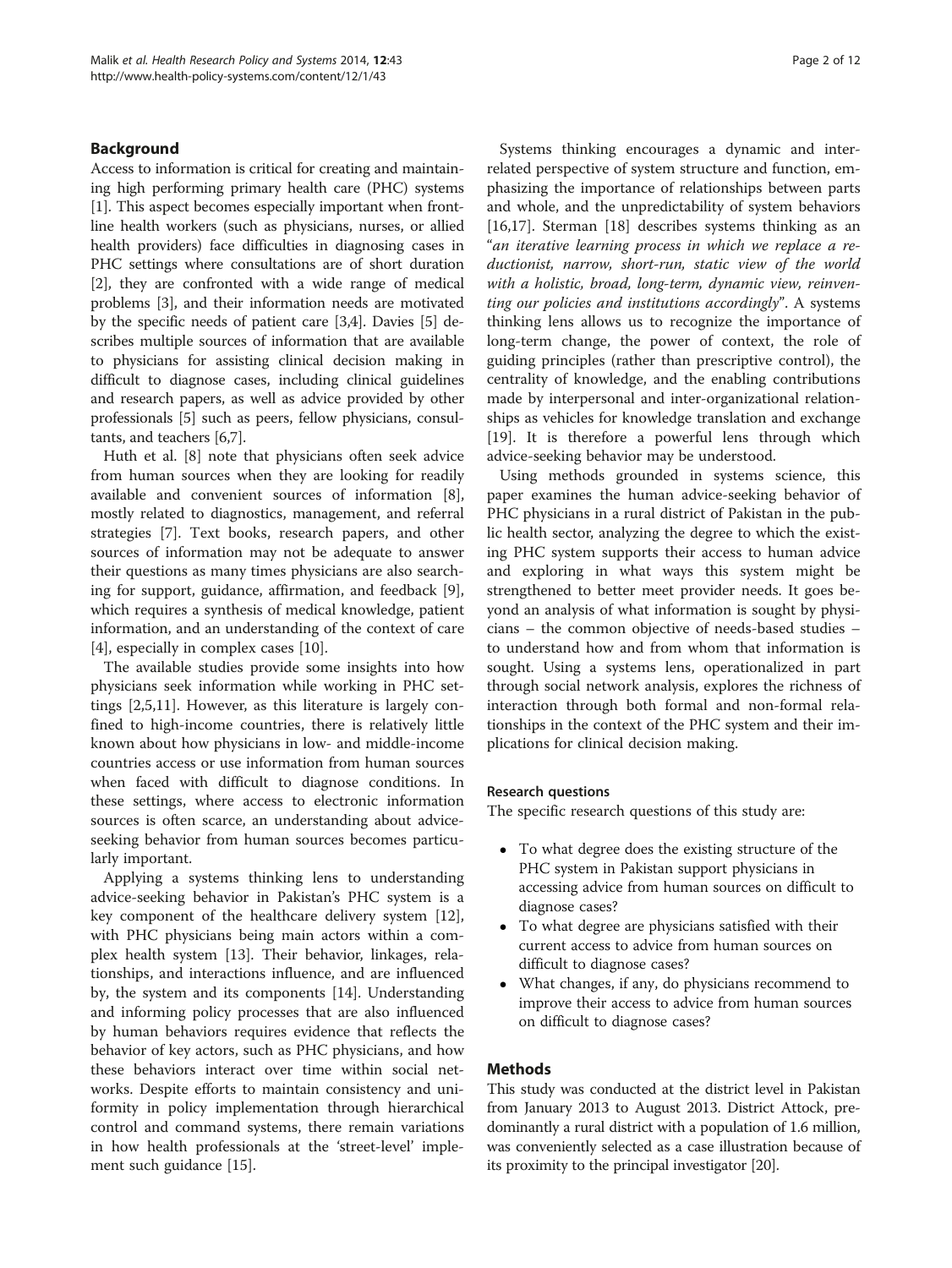## Background

Access to information is critical for creating and maintaining high performing primary health care (PHC) systems [1]. This aspect becomes especially important when frontline health workers (such as physicians, nurses, or allied health providers) face difficulties in diagnosing cases in PHC settings where consultations are of short duration [2], they are confronted with a wide range of medical problems [3], and their information needs are motivated by the specific needs of patient care [3,4]. Davies [5] describes multiple sources of information that are available to physicians for assisting clinical decision making in difficult to diagnose cases, including clinical guidelines and research papers, as well as advice provided by other professionals [5] such as peers, fellow physicians, consultants, and teachers [6,7].

Huth et al. [8] note that physicians often seek advice from human sources when they are looking for readily available and convenient sources of information [8], mostly related to diagnostics, management, and referral strategies [7]. Text books, research papers, and other sources of information may not be adequate to answer their questions as many times physicians are also searching for support, guidance, affirmation, and feedback [9], which requires a synthesis of medical knowledge, patient information, and an understanding of the context of care [4], especially in complex cases [10].

The available studies provide some insights into how physicians seek information while working in PHC settings [2,5,11]. However, as this literature is largely confined to high-income countries, there is relatively little known about how physicians in low- and middle-income countries access or use information from human sources when faced with difficult to diagnose conditions. In these settings, where access to electronic information sources is often scarce, an understanding about advice-seeking behavior from human sources becomes particularly important.

Applying a systems thinking lens to understanding advice-seeking behavior in Pakistan's PHC system is a key component of the healthcare delivery system [12], with PHC physicians being main actors within a complex health system [13]. Their behavior, linkages, relationships, and interactions influence, and are influenced by, the system and its components [14]. Understanding and informing policy processes that are also influenced by human behaviors requires evidence that reflects the behavior of key actors, such as PHC physicians, and how these behaviors interact over time within social networks. Despite efforts to maintain consistency and uniformity in policy implementation through hierarchical control and command systems, there remain variations in how health professionals at the 'street-level' implement such guidance [15].

Systems thinking encourages a dynamic and interrelated perspective of system structure and function, emphasizing the importance of relationships between parts and whole, and the unpredictability of system behaviors [16,17]. Sterman [18] describes systems thinking as an "*an iterative learning process in which we replace a reductionist, narrow, short-run, static view of the world with a holistic, broad, long-term, dynamic view, reinventing our policies and institutions accordingly*". A systems thinking lens allows us to recognize the importance of long-term change, the power of context, the role of guiding principles (rather than prescriptive control), the centrality of knowledge, and the enabling contributions made by interpersonal and inter-organizational relationships as vehicles for knowledge translation and exchange [19]. It is therefore a powerful lens through which advice-seeking behavior may be understood.

Using methods grounded in systems science, this paper examines the human advice-seeking behavior of PHC physicians in a rural district of Pakistan in the public health sector, analyzing the degree to which the existing PHC system supports their access to human advice and exploring in what ways this system might be strengthened to better meet provider needs. It goes beyond an analysis of what information is sought by physicians – the common objective of needs-based studies – to understand how and from whom that information is sought. Using a systems lens, operationalized in part through social network analysis, explores the richness of interaction through both formal and non-formal relationships in the context of the PHC system and their implications for clinical decision making.

### Research questions

The specific research questions of this study are:

- To what degree does the existing structure of the PHC system in Pakistan support physicians in accessing advice from human sources on difficult to diagnose cases?
- To what degree are physicians satisfied with their current access to advice from human sources on difficult to diagnose cases?
- What changes, if any, do physicians recommend to improve their access to advice from human sources on difficult to diagnose cases?

## Methods

This study was conducted at the district level in Pakistan from January 2013 to August 2013. District Attock, predominantly a rural district with a population of 1.6 million, was conveniently selected as a case illustration because of its proximity to the principal investigator [20].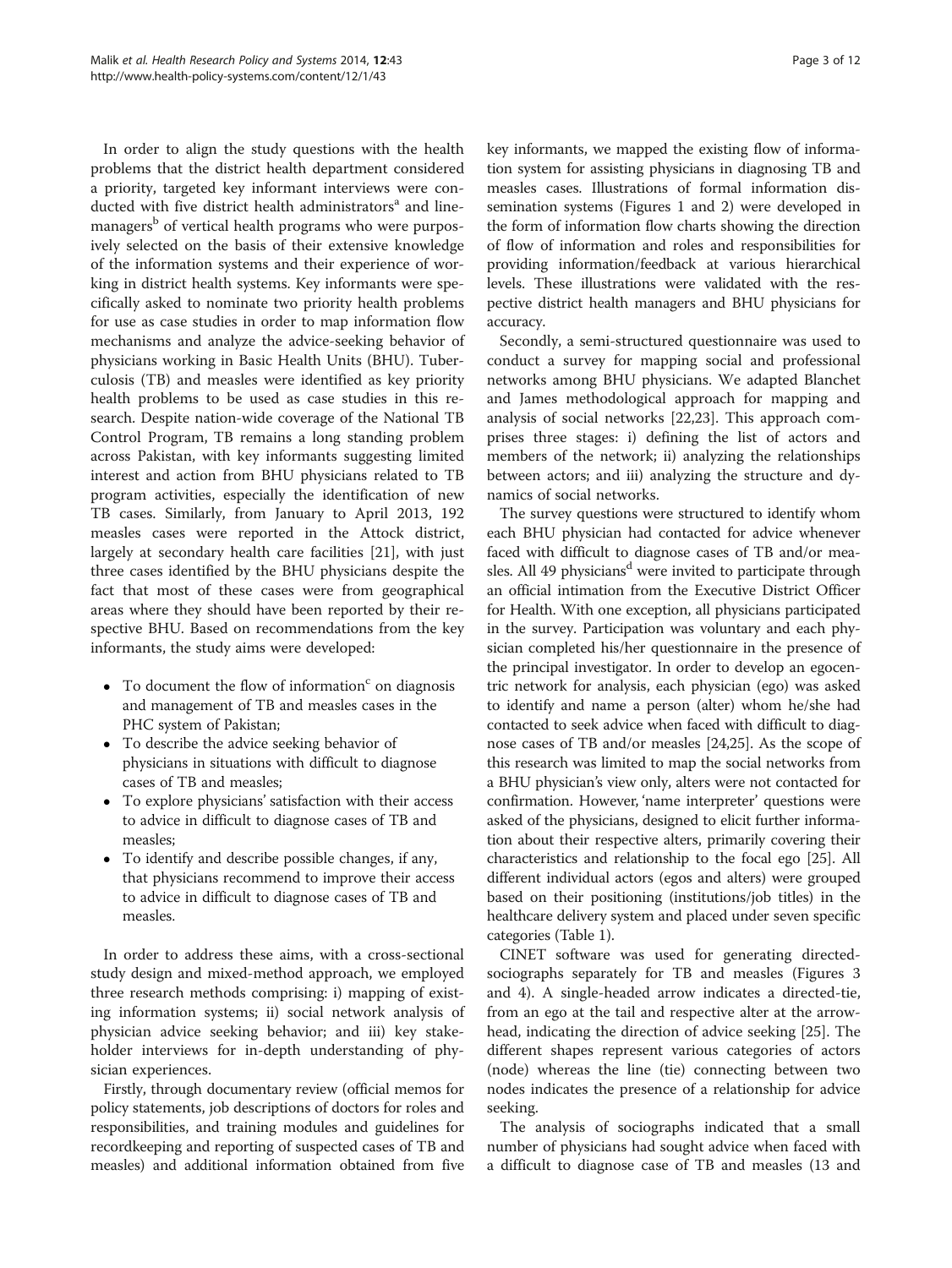In order to align the study questions with the health problems that the district health department considered a priority, targeted key informant interviews were conducted with five district health administrators[a] and line-managers[b] of vertical health programs who were purposively selected on the basis of their extensive knowledge of the information systems and their experience of working in district health systems. Key informants were specifically asked to nominate two priority health problems for use as case studies in order to map information flow mechanisms and analyze the advice-seeking behavior of physicians working in Basic Health Units (BHU). Tuberculosis (TB) and measles were identified as key priority health problems to be used as case studies in this research. Despite nation-wide coverage of the National TB Control Program, TB remains a long standing problem across Pakistan, with key informants suggesting limited interest and action from BHU physicians related to TB program activities, especially the identification of new TB cases. Similarly, from January to April 2013, 192 measles cases were reported in the Attock district, largely at secondary health care facilities [21], with just three cases identified by the BHU physicians despite the fact that most of these cases were from geographical areas where they should have been reported by their respective BHU. Based on recommendations from the key informants, the study aims were developed:

- To document the flow of information[c] on diagnosis and management of TB and measles cases in the PHC system of Pakistan;
- To describe the advice seeking behavior of physicians in situations with difficult to diagnose cases of TB and measles;
- To explore physicians' satisfaction with their access to advice in difficult to diagnose cases of TB and measles;
- To identify and describe possible changes, if any, that physicians recommend to improve their access to advice in difficult to diagnose cases of TB and measles.

In order to address these aims, with a cross-sectional study design and mixed-method approach, we employed three research methods comprising: i) mapping of existing information systems; ii) social network analysis of physician advice seeking behavior; and iii) key stakeholder interviews for in-depth understanding of physician experiences.

Firstly, through documentary review (official memos for policy statements, job descriptions of doctors for roles and responsibilities, and training modules and guidelines for recordkeeping and reporting of suspected cases of TB and measles) and additional information obtained from five key informants, we mapped the existing flow of information system for assisting physicians in diagnosing TB and measles cases. Illustrations of formal information dissemination systems (Figures 1 and 2) were developed in the form of information flow charts showing the direction of flow of information and roles and responsibilities for providing information/feedback at various hierarchical levels. These illustrations were validated with the respective district health managers and BHU physicians for accuracy.

Secondly, a semi-structured questionnaire was used to conduct a survey for mapping social and professional networks among BHU physicians. We adapted Blanchet and James methodological approach for mapping and analysis of social networks [22,23]. This approach comprises three stages: i) defining the list of actors and members of the network; ii) analyzing the relationships between actors; and iii) analyzing the structure and dynamics of social networks.

The survey questions were structured to identify whom each BHU physician had contacted for advice whenever faced with difficult to diagnose cases of TB and/or measles. All 49 physicians[d] were invited to participate through an official intimation from the Executive District Officer for Health. With one exception, all physicians participated in the survey. Participation was voluntary and each physician completed his/her questionnaire in the presence of the principal investigator. In order to develop an egocentric network for analysis, each physician (ego) was asked to identify and name a person (alter) whom he/she had contacted to seek advice when faced with difficult to diagnose cases of TB and/or measles [24,25]. As the scope of this research was limited to map the social networks from a BHU physician's view only, alters were not contacted for confirmation. However, 'name interpreter' questions were asked of the physicians, designed to elicit further information about their respective alters, primarily covering their characteristics and relationship to the focal ego [25]. All different individual actors (egos and alters) were grouped based on their positioning (institutions/job titles) in the healthcare delivery system and placed under seven specific categories (Table 1).

CINET software was used for generating directed-sociographs separately for TB and measles (Figures 3 and 4). A single-headed arrow indicates a directed-tie, from an ego at the tail and respective alter at the arrowhead, indicating the direction of advice seeking [25]. The different shapes represent various categories of actors (node) whereas the line (tie) connecting between two nodes indicates the presence of a relationship for advice seeking.

The analysis of sociographs indicated that a small number of physicians had sought advice when faced with a difficult to diagnose case of TB and measles (13 and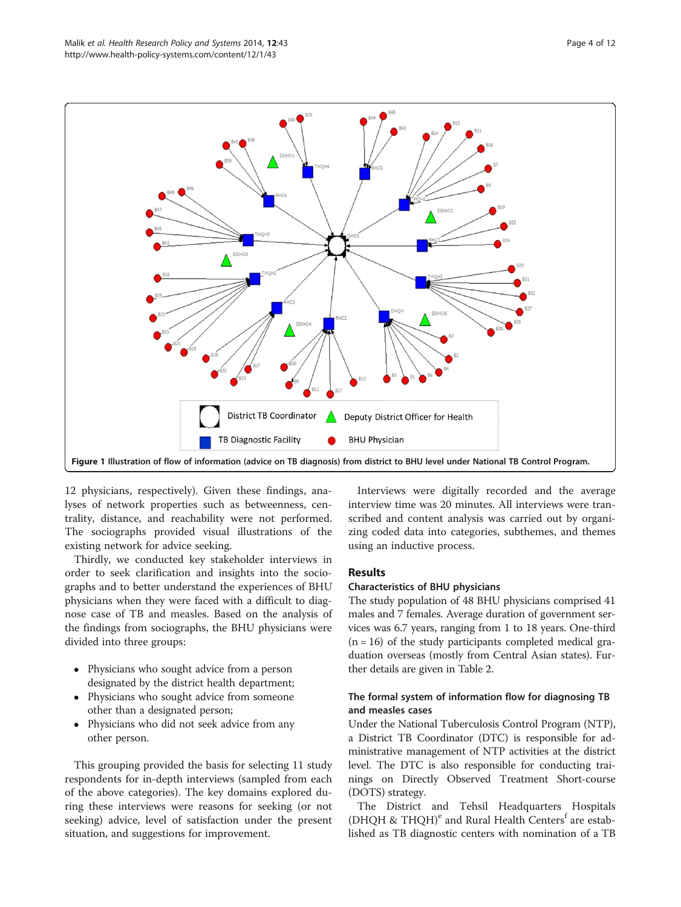Figure 1 Illustration of flow of information (advice on TB diagnosis) from district to BHU level under National TB Control Program.

12 physicians, respectively). Given these findings, analyses of network properties such as betweenness, centrality, distance, and reachability were not performed. The sociographs provided visual illustrations of the existing network for advice seeking.

Thirdly, we conducted key stakeholder interviews in order to seek clarification and insights into the sociographs and to better understand the experiences of BHU physicians when they were faced with a difficult to diagnose case of TB and measles. Based on the analysis of the findings from sociographs, the BHU physicians were divided into three groups:

- Physicians who sought advice from a person designated by the district health department;
- Physicians who sought advice from someone other than a designated person;
- Physicians who did not seek advice from any other person.

This grouping provided the basis for selecting 11 study respondents for in-depth interviews (sampled from each of the above categories). The key domains explored during these interviews were reasons for seeking (or not seeking) advice, level of satisfaction under the present situation, and suggestions for improvement.

Interviews were digitally recorded and the average interview time was 20 minutes. All interviews were transcribed and content analysis was carried out by organizing coded data into categories, subthemes, and themes using an inductive process.

## Results

### Characteristics of BHU physicians

The study population of 48 BHU physicians comprised 41 males and 7 females. Average duration of government services was 6.7 years, ranging from 1 to 18 years. One-third (n = 16) of the study participants completed medical graduation overseas (mostly from Central Asian states). Further details are given in Table 2.

### The formal system of information flow for diagnosing TB and measles cases

Under the National Tuberculosis Control Program (NTP), a District TB Coordinator (DTC) is responsible for administrative management of NTP activities at the district level. The DTC is also responsible for conducting trainings on Directly Observed Treatment Short-course (DOTS) strategy.

The District and Tehsil Headquarters Hospitals (DHQH & THQH)[e] and Rural Health Centers[f] are established as TB diagnostic centers with nomination of a TB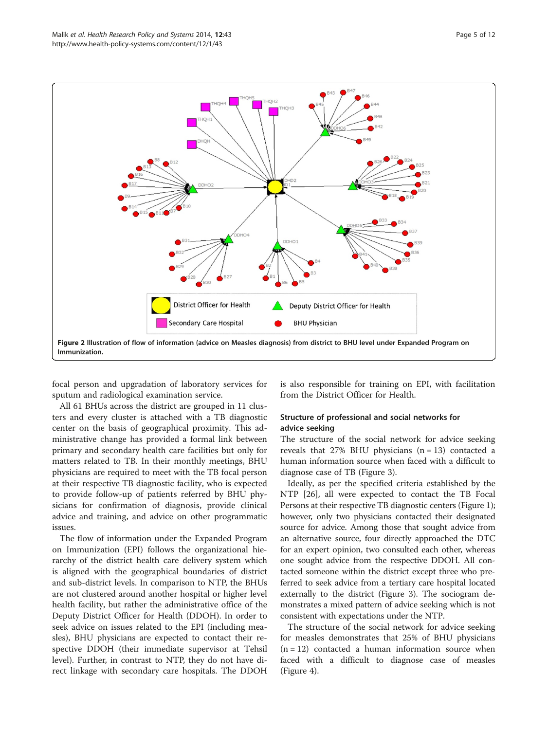Figure 2 Illustration of flow of information (advice on Measles diagnosis) from district to BHU level under Expanded Program on Immunization.

focal person and upgradation of laboratory services for sputum and radiological examination service.

All 61 BHUs across the district are grouped in 11 clusters and every cluster is attached with a TB diagnostic center on the basis of geographical proximity. This administrative change has provided a formal link between primary and secondary health care facilities but only for matters related to TB. In their monthly meetings, BHU physicians are required to meet with the TB focal person at their respective TB diagnostic facility, who is expected to provide follow-up of patients referred by BHU physicians for confirmation of diagnosis, provide clinical advice and training, and advice on other programmatic issues.

The flow of information under the Expanded Program on Immunization (EPI) follows the organizational hierarchy of the district health care delivery system which is aligned with the geographical boundaries of district and sub-district levels. In comparison to NTP, the BHUs are not clustered around another hospital or higher level health facility, but rather the administrative office of the Deputy District Officer for Health (DDOH). In order to seek advice on issues related to the EPI (including measles), BHU physicians are expected to contact their respective DDOH (their immediate supervisor at Tehsil level). Further, in contrast to NTP, they do not have direct linkage with secondary care hospitals. The DDOH is also responsible for training on EPI, with facilitation from the District Officer for Health.

### Structure of professional and social networks for advice seeking

The structure of the social network for advice seeking reveals that 27% BHU physicians (n = 13) contacted a human information source when faced with a difficult to diagnose case of TB (Figure 3).

Ideally, as per the specified criteria established by the NTP [26], all were expected to contact the TB Focal Persons at their respective TB diagnostic centers (Figure 1); however, only two physicians contacted their designated source for advice. Among those that sought advice from an alternative source, four directly approached the DTC for an expert opinion, two consulted each other, whereas one sought advice from the respective DDOH. All contacted someone within the district except three who preferred to seek advice from a tertiary care hospital located externally to the district (Figure 3). The sociogram demonstrates a mixed pattern of advice seeking which is not consistent with expectations under the NTP.

The structure of the social network for advice seeking for measles demonstrates that 25% of BHU physicians (n = 12) contacted a human information source when faced with a difficult to diagnose case of measles (Figure 4).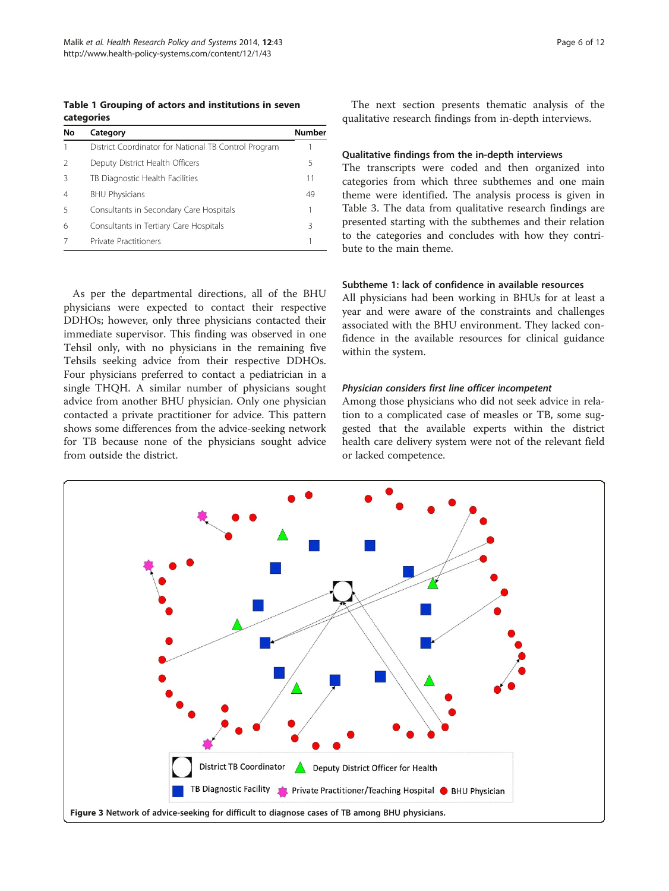**Table 1 Grouping of actors and institutions in seven categories**

| No | Category | Number |
|---|---|---|
| 1 | District Coordinator for National TB Control Program | 1 |
| 2 | Deputy District Health Officers | 5 |
| 3 | TB Diagnostic Health Facilities | 11 |
| 4 | BHU Physicians | 49 |
| 5 | Consultants in Secondary Care Hospitals | 1 |
| 6 | Consultants in Tertiary Care Hospitals | 3 |
| 7 | Private Practitioners | 1 |

As per the departmental directions, all of the BHU physicians were expected to contact their respective DDHOs; however, only three physicians contacted their immediate supervisor. This finding was observed in one Tehsil only, with no physicians in the remaining five Tehsils seeking advice from their respective DDHOs. Four physicians preferred to contact a pediatrician in a single THQH. A similar number of physicians sought advice from another BHU physician. Only one physician contacted a private practitioner for advice. This pattern shows some differences from the advice-seeking network for TB because none of the physicians sought advice from outside the district.

The next section presents thematic analysis of the qualitative research findings from in-depth interviews.

### Qualitative findings from the in-depth interviews

The transcripts were coded and then organized into categories from which three subthemes and one main theme were identified. The analysis process is given in Table 3. The data from qualitative research findings are presented starting with the subthemes and their relation to the categories and concludes with how they contribute to the main theme.

### Subtheme 1: lack of confidence in available resources

All physicians had been working in BHUs for at least a year and were aware of the constraints and challenges associated with the BHU environment. They lacked confidence in the available resources for clinical guidance within the system.

#### *Physician considers first line officer incompetent*

Among those physicians who did not seek advice in relation to a complicated case of measles or TB, some suggested that the available experts within the district health care delivery system were not of the relevant field or lacked competence.

District TB Coordinator · Deputy District Officer for Health · TB Diagnostic Facility · Private Practitioner/Teaching Hospital · BHU Physician

**Figure 3** Network of advice-seeking for difficult to diagnose cases of TB among BHU physicians.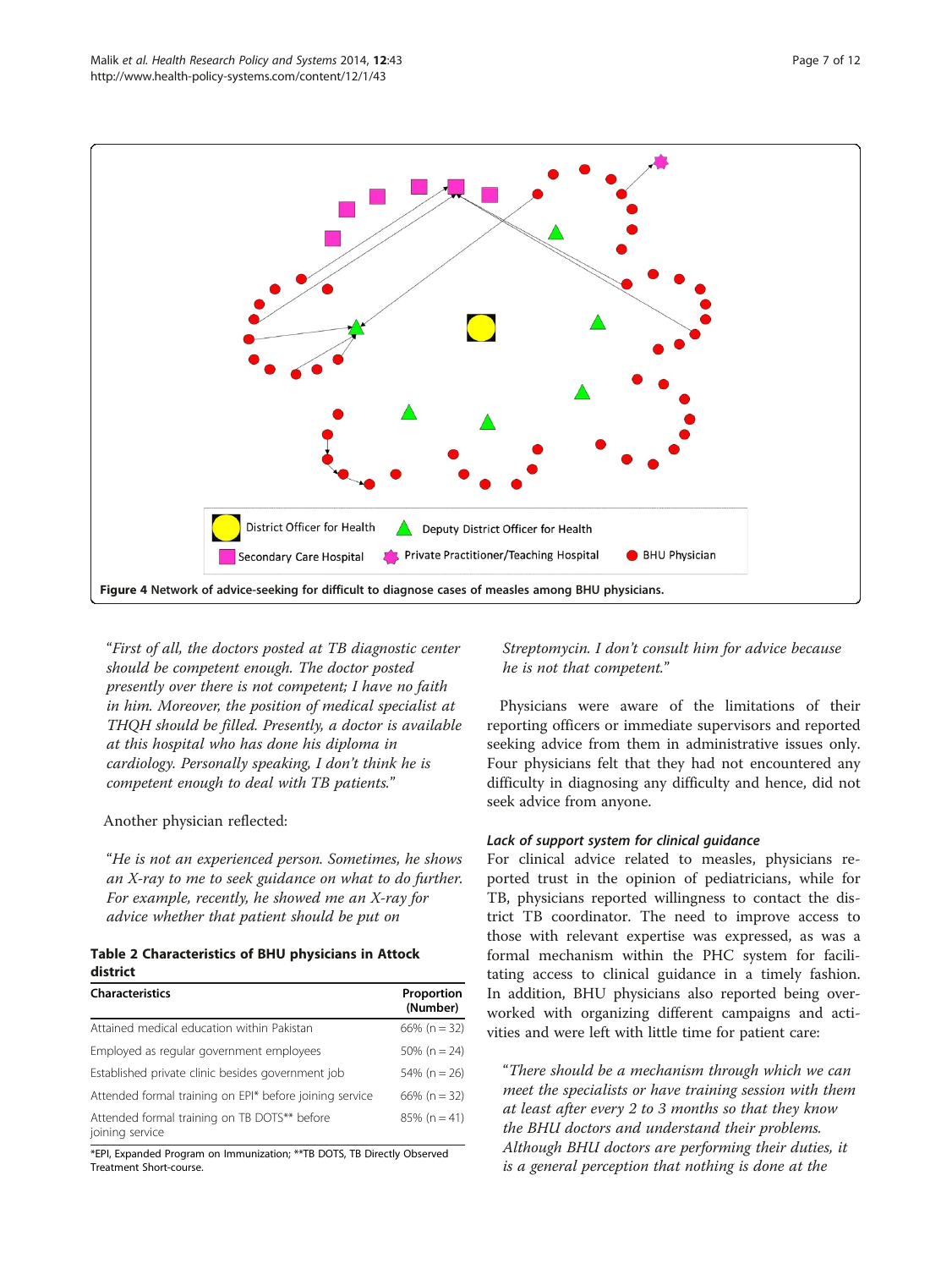Figure 4 Network of advice-seeking for difficult to diagnose cases of measles among BHU physicians.

> "First of all, the doctors posted at TB diagnostic center should be competent enough. The doctor posted presently over there is not competent; I have no faith in him. Moreover, the position of medical specialist at THQH should be filled. Presently, a doctor is available at this hospital who has done his diploma in cardiology. Personally speaking, I don't think he is competent enough to deal with TB patients."

Another physician reflected:

> "He is not an experienced person. Sometimes, he shows an X-ray to me to seek guidance on what to do further. For example, recently, he showed me an X-ray for advice whether that patient should be put on Streptomycin. I don't consult him for advice because he is not that competent."

**Table 2 Characteristics of BHU physicians in Attock district**

| Characteristics | Proportion (Number) |
| --- | --- |
| Attained medical education within Pakistan | 66% (n = 32) |
| Employed as regular government employees | 50% (n = 24) |
| Established private clinic besides government job | 54% (n = 26) |
| Attended formal training on EPI* before joining service | 66% (n = 32) |
| Attended formal training on TB DOTS** before joining service | 85% (n = 41) |

*EPI, Expanded Program on Immunization; **TB DOTS, TB Directly Observed Treatment Short-course.

Physicians were aware of the limitations of their reporting officers or immediate supervisors and reported seeking advice from them in administrative issues only. Four physicians felt that they had not encountered any difficulty in diagnosing any difficulty and hence, did not seek advice from anyone.

#### *Lack of support system for clinical guidance*

For clinical advice related to measles, physicians reported trust in the opinion of pediatricians, while for TB, physicians reported willingness to contact the district TB coordinator. The need to improve access to those with relevant expertise was expressed, as was a formal mechanism within the PHC system for facilitating access to clinical guidance in a timely fashion. In addition, BHU physicians also reported being overworked with organizing different campaigns and activities and were left with little time for patient care:

> "There should be a mechanism through which we can meet the specialists or have training session with them at least after every 2 to 3 months so that they know the BHU doctors and understand their problems. Although BHU doctors are performing their duties, it is a general perception that nothing is done at the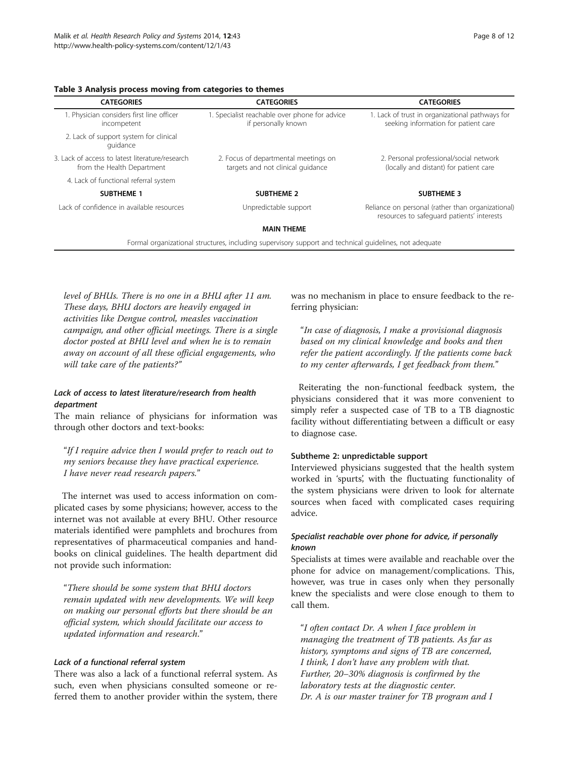**Table 3 Analysis process moving from categories to themes**

| CATEGORIES | CATEGORIES | CATEGORIES |
|---|---|---|
| 1. Physician considers first line officer incompetent | 1. Specialist reachable over phone for advice if personally known | 1. Lack of trust in organizational pathways for seeking information for patient care |
| 2. Lack of support system for clinical guidance | | |
| 3. Lack of access to latest literature/research from the Health Department | 2. Focus of departmental meetings on targets and not clinical guidance | 2. Personal professional/social network (locally and distant) for patient care |
| 4. Lack of functional referral system | | |
| **SUBTHEME 1** | **SUBTHEME 2** | **SUBTHEME 3** |
| Lack of confidence in available resources | Unpredictable support | Reliance on personal (rather than organizational) resources to safeguard patients' interests |
| | **MAIN THEME** | |
| Formal organizational structures, including supervisory support and technical guidelines, not adequate | | |

*level of BHUs. There is no one in a BHU after 11 am. These days, BHU doctors are heavily engaged in activities like Dengue control, measles vaccination campaign, and other official meetings. There is a single doctor posted at BHU level and when he is to remain away on account of all these official engagements, who will take care of the patients?"*

#### *Lack of access to latest literature/research from health department*

The main reliance of physicians for information was through other doctors and text-books:

> "*If I require advice then I would prefer to reach out to my seniors because they have practical experience. I have never read research papers.*"

The internet was used to access information on complicated cases by some physicians; however, access to the internet was not available at every BHU. Other resource materials identified were pamphlets and brochures from representatives of pharmaceutical companies and handbooks on clinical guidelines. The health department did not provide such information:

> "*There should be some system that BHU doctors remain updated with new developments. We will keep on making our personal efforts but there should be an official system, which should facilitate our access to updated information and research.*"

#### *Lack of a functional referral system*

There was also a lack of a functional referral system. As such, even when physicians consulted someone or referred them to another provider within the system, there was no mechanism in place to ensure feedback to the referring physician:

> "*In case of diagnosis, I make a provisional diagnosis based on my clinical knowledge and books and then refer the patient accordingly. If the patients come back to my center afterwards, I get feedback from them.*"

Reiterating the non-functional feedback system, the physicians considered that it was more convenient to simply refer a suspected case of TB to a TB diagnostic facility without differentiating between a difficult or easy to diagnose case.

### Subtheme 2: unpredictable support

Interviewed physicians suggested that the health system worked in 'spurts', with the fluctuating functionality of the system physicians were driven to look for alternate sources when faced with complicated cases requiring advice.

#### *Specialist reachable over phone for advice, if personally known*

Specialists at times were available and reachable over the phone for advice on management/complications. This, however, was true in cases only when they personally knew the specialists and were close enough to them to call them.

> "*I often contact Dr. A when I face problem in managing the treatment of TB patients. As far as history, symptoms and signs of TB are concerned, I think, I don't have any problem with that. Further, 20–30% diagnosis is confirmed by the laboratory tests at the diagnostic center. Dr. A is our master trainer for TB program and I*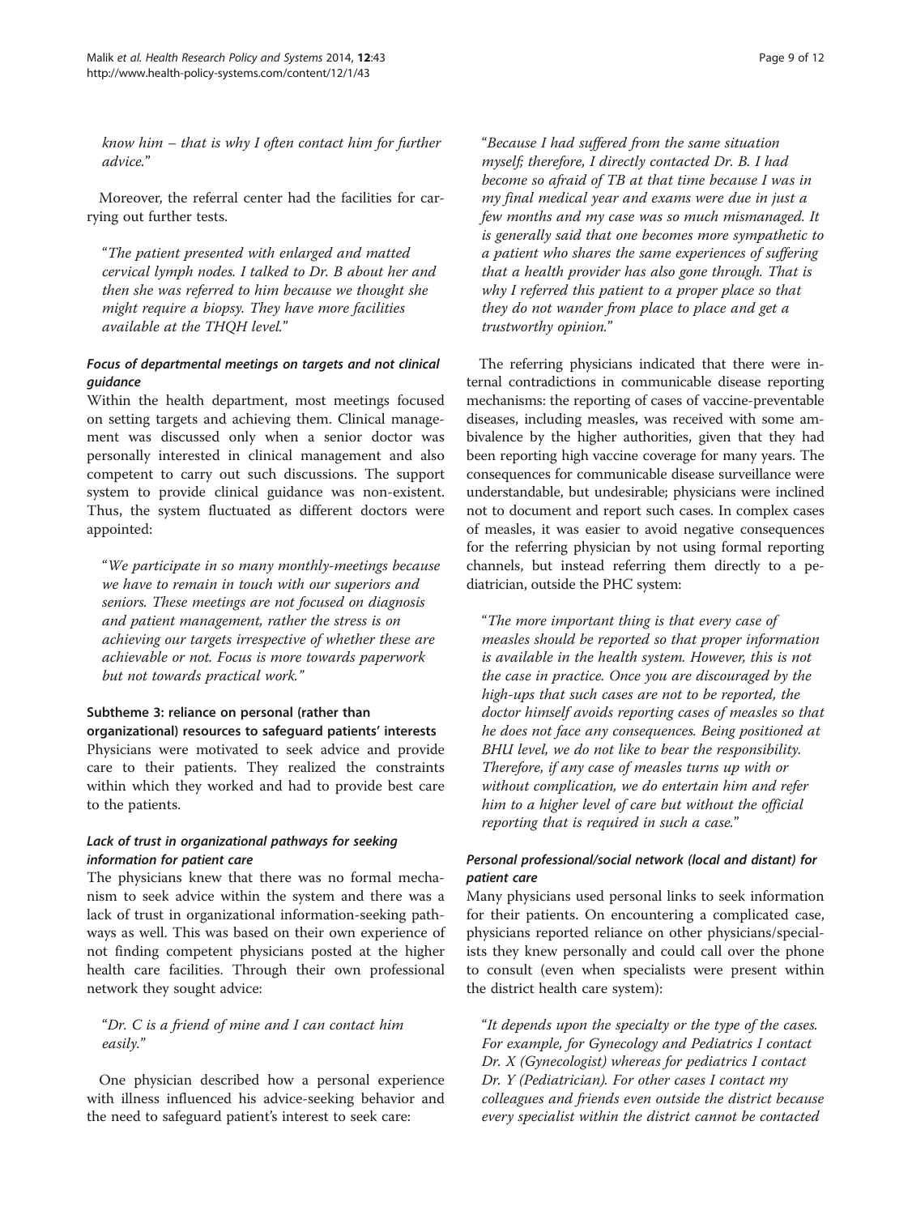*know him – that is why I often contact him for further advice.*"

Moreover, the referral center had the facilities for carrying out further tests.

> "*The patient presented with enlarged and matted cervical lymph nodes. I talked to Dr. B about her and then she was referred to him because we thought she might require a biopsy. They have more facilities available at the THQH level.*"

#### *Focus of departmental meetings on targets and not clinical guidance*

Within the health department, most meetings focused on setting targets and achieving them. Clinical management was discussed only when a senior doctor was personally interested in clinical management and also competent to carry out such discussions. The support system to provide clinical guidance was non-existent. Thus, the system fluctuated as different doctors were appointed:

> "*We participate in so many monthly-meetings because we have to remain in touch with our superiors and seniors. These meetings are not focused on diagnosis and patient management, rather the stress is on achieving our targets irrespective of whether these are achievable or not. Focus is more towards paperwork but not towards practical work.*"

### Subtheme 3: reliance on personal (rather than organizational) resources to safeguard patients' interests

Physicians were motivated to seek advice and provide care to their patients. They realized the constraints within which they worked and had to provide best care to the patients.

#### *Lack of trust in organizational pathways for seeking information for patient care*

The physicians knew that there was no formal mechanism to seek advice within the system and there was a lack of trust in organizational information-seeking pathways as well. This was based on their own experience of not finding competent physicians posted at the higher health care facilities. Through their own professional network they sought advice:

> "*Dr. C is a friend of mine and I can contact him easily.*"

One physician described how a personal experience with illness influenced his advice-seeking behavior and the need to safeguard patient's interest to seek care:

> "*Because I had suffered from the same situation myself; therefore, I directly contacted Dr. B. I had become so afraid of TB at that time because I was in my final medical year and exams were due in just a few months and my case was so much mismanaged. It is generally said that one becomes more sympathetic to a patient who shares the same experiences of suffering that a health provider has also gone through. That is why I referred this patient to a proper place so that they do not wander from place to place and get a trustworthy opinion.*"

The referring physicians indicated that there were internal contradictions in communicable disease reporting mechanisms: the reporting of cases of vaccine-preventable diseases, including measles, was received with some ambivalence by the higher authorities, given that they had been reporting high vaccine coverage for many years. The consequences for communicable disease surveillance were understandable, but undesirable; physicians were inclined not to document and report such cases. In complex cases of measles, it was easier to avoid negative consequences for the referring physician by not using formal reporting channels, but instead referring them directly to a pediatrician, outside the PHC system:

> "*The more important thing is that every case of measles should be reported so that proper information is available in the health system. However, this is not the case in practice. Once you are discouraged by the high-ups that such cases are not to be reported, the doctor himself avoids reporting cases of measles so that he does not face any consequences. Being positioned at BHU level, we do not like to bear the responsibility. Therefore, if any case of measles turns up with or without complication, we do entertain him and refer him to a higher level of care but without the official reporting that is required in such a case.*"

#### *Personal professional/social network (local and distant) for patient care*

Many physicians used personal links to seek information for their patients. On encountering a complicated case, physicians reported reliance on other physicians/specialists they knew personally and could call over the phone to consult (even when specialists were present within the district health care system):

> "*It depends upon the specialty or the type of the cases. For example, for Gynecology and Pediatrics I contact Dr. X (Gynecologist) whereas for pediatrics I contact Dr. Y (Pediatrician). For other cases I contact my colleagues and friends even outside the district because every specialist within the district cannot be contacted*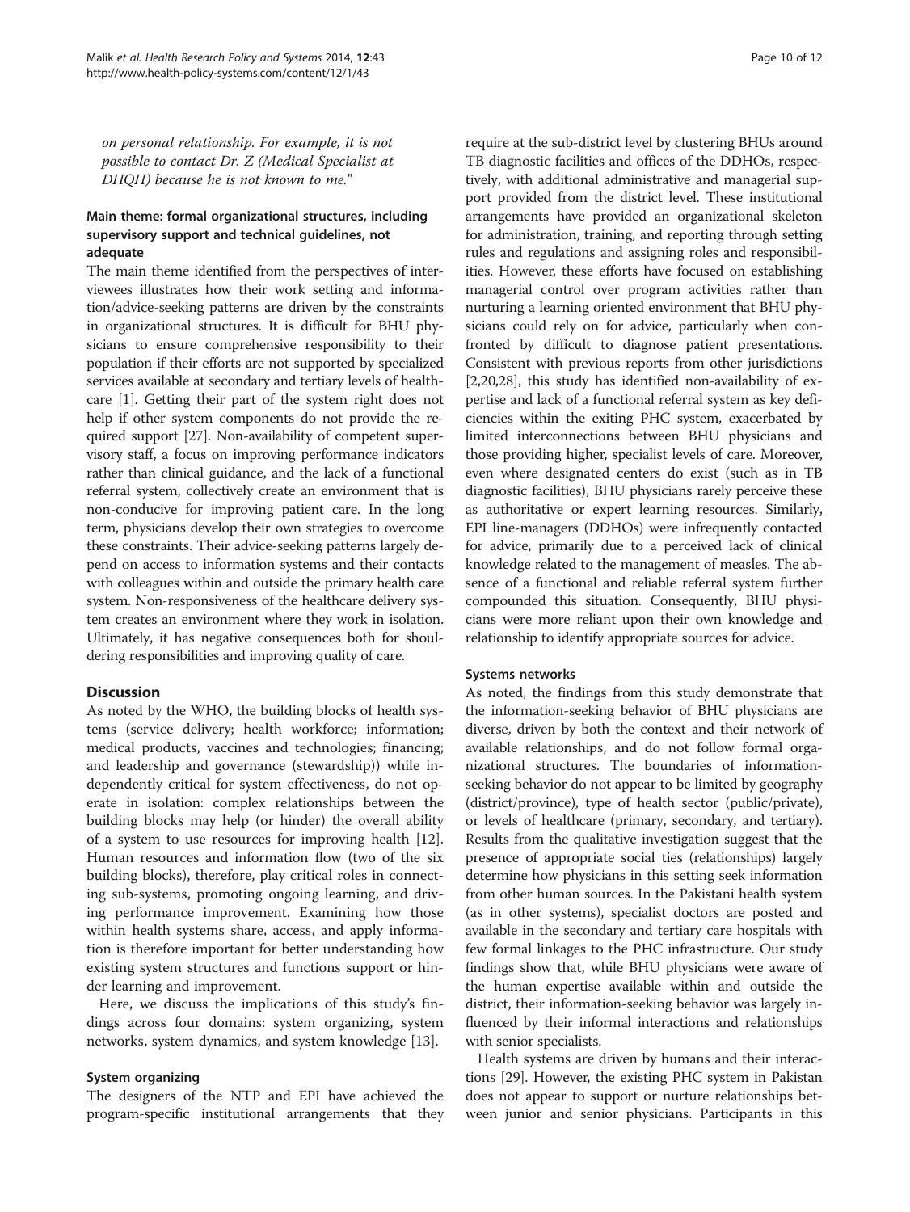*on personal relationship. For example, it is not possible to contact Dr. Z (Medical Specialist at DHQH) because he is not known to me.*"

### Main theme: formal organizational structures, including supervisory support and technical guidelines, not adequate

The main theme identified from the perspectives of interviewees illustrates how their work setting and information/advice-seeking patterns are driven by the constraints in organizational structures. It is difficult for BHU physicians to ensure comprehensive responsibility to their population if their efforts are not supported by specialized services available at secondary and tertiary levels of healthcare [1]. Getting their part of the system right does not help if other system components do not provide the required support [27]. Non-availability of competent supervisory staff, a focus on improving performance indicators rather than clinical guidance, and the lack of a functional referral system, collectively create an environment that is non-conducive for improving patient care. In the long term, physicians develop their own strategies to overcome these constraints. Their advice-seeking patterns largely depend on access to information systems and their contacts with colleagues within and outside the primary health care system. Non-responsiveness of the healthcare delivery system creates an environment where they work in isolation. Ultimately, it has negative consequences both for shouldering responsibilities and improving quality of care.

## Discussion

As noted by the WHO, the building blocks of health systems (service delivery; health workforce; information; medical products, vaccines and technologies; financing; and leadership and governance (stewardship)) while independently critical for system effectiveness, do not operate in isolation: complex relationships between the building blocks may help (or hinder) the overall ability of a system to use resources for improving health [12]. Human resources and information flow (two of the six building blocks), therefore, play critical roles in connecting sub-systems, promoting ongoing learning, and driving performance improvement. Examining how those within health systems share, access, and apply information is therefore important for better understanding how existing system structures and functions support or hinder learning and improvement.

Here, we discuss the implications of this study's findings across four domains: system organizing, system networks, system dynamics, and system knowledge [13].

### System organizing

The designers of the NTP and EPI have achieved the program-specific institutional arrangements that they require at the sub-district level by clustering BHUs around TB diagnostic facilities and offices of the DDHOs, respectively, with additional administrative and managerial support provided from the district level. These institutional arrangements have provided an organizational skeleton for administration, training, and reporting through setting rules and regulations and assigning roles and responsibilities. However, these efforts have focused on establishing managerial control over program activities rather than nurturing a learning oriented environment that BHU physicians could rely on for advice, particularly when confronted by difficult to diagnose patient presentations. Consistent with previous reports from other jurisdictions [2,20,28], this study has identified non-availability of expertise and lack of a functional referral system as key deficiencies within the exiting PHC system, exacerbated by limited interconnections between BHU physicians and those providing higher, specialist levels of care. Moreover, even where designated centers do exist (such as in TB diagnostic facilities), BHU physicians rarely perceive these as authoritative or expert learning resources. Similarly, EPI line-managers (DDHOs) were infrequently contacted for advice, primarily due to a perceived lack of clinical knowledge related to the management of measles. The absence of a functional and reliable referral system further compounded this situation. Consequently, BHU physicians were more reliant upon their own knowledge and relationship to identify appropriate sources for advice.

### Systems networks

As noted, the findings from this study demonstrate that the information-seeking behavior of BHU physicians are diverse, driven by both the context and their network of available relationships, and do not follow formal organizational structures. The boundaries of information-seeking behavior do not appear to be limited by geography (district/province), type of health sector (public/private), or levels of healthcare (primary, secondary, and tertiary). Results from the qualitative investigation suggest that the presence of appropriate social ties (relationships) largely determine how physicians in this setting seek information from other human sources. In the Pakistani health system (as in other systems), specialist doctors are posted and available in the secondary and tertiary care hospitals with few formal linkages to the PHC infrastructure. Our study findings show that, while BHU physicians were aware of the human expertise available within and outside the district, their information-seeking behavior was largely influenced by their informal interactions and relationships with senior specialists.

Health systems are driven by humans and their interactions [29]. However, the existing PHC system in Pakistan does not appear to support or nurture relationships between junior and senior physicians. Participants in this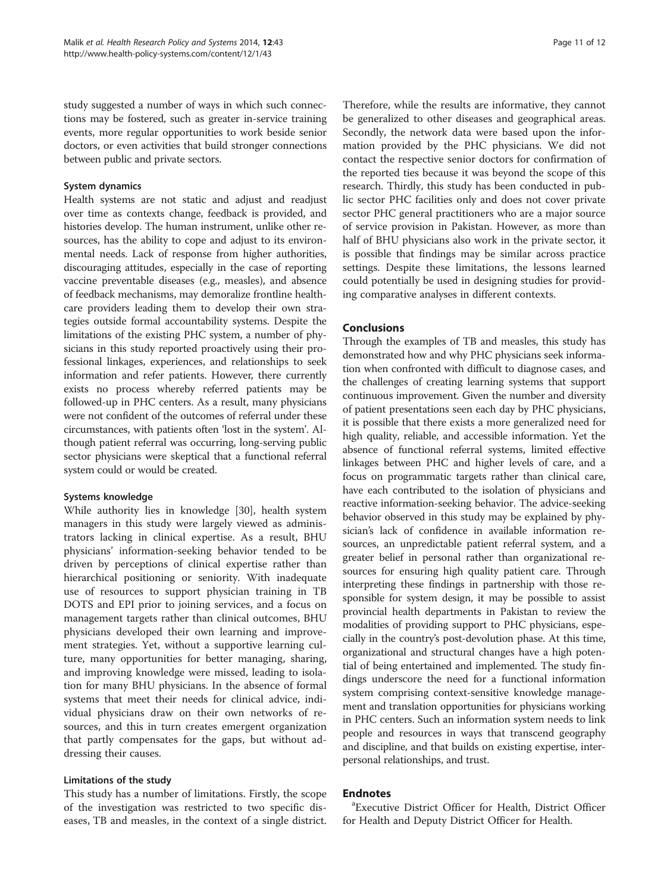study suggested a number of ways in which such connections may be fostered, such as greater in-service training events, more regular opportunities to work beside senior doctors, or even activities that build stronger connections between public and private sectors.

#### System dynamics

Health systems are not static and adjust and readjust over time as contexts change, feedback is provided, and histories develop. The human instrument, unlike other resources, has the ability to cope and adjust to its environmental needs. Lack of response from higher authorities, discouraging attitudes, especially in the case of reporting vaccine preventable diseases (e.g., measles), and absence of feedback mechanisms, may demoralize frontline healthcare providers leading them to develop their own strategies outside formal accountability systems. Despite the limitations of the existing PHC system, a number of physicians in this study reported proactively using their professional linkages, experiences, and relationships to seek information and refer patients. However, there currently exists no process whereby referred patients may be followed-up in PHC centers. As a result, many physicians were not confident of the outcomes of referral under these circumstances, with patients often 'lost in the system'. Although patient referral was occurring, long-serving public sector physicians were skeptical that a functional referral system could or would be created.

#### Systems knowledge

While authority lies in knowledge [30], health system managers in this study were largely viewed as administrators lacking in clinical expertise. As a result, BHU physicians' information-seeking behavior tended to be driven by perceptions of clinical expertise rather than hierarchical positioning or seniority. With inadequate use of resources to support physician training in TB DOTS and EPI prior to joining services, and a focus on management targets rather than clinical outcomes, BHU physicians developed their own learning and improvement strategies. Yet, without a supportive learning culture, many opportunities for better managing, sharing, and improving knowledge were missed, leading to isolation for many BHU physicians. In the absence of formal systems that meet their needs for clinical advice, individual physicians draw on their own networks of resources, and this in turn creates emergent organization that partly compensates for the gaps, but without addressing their causes.

#### Limitations of the study

This study has a number of limitations. Firstly, the scope of the investigation was restricted to two specific diseases, TB and measles, in the context of a single district. Therefore, while the results are informative, they cannot be generalized to other diseases and geographical areas. Secondly, the network data were based upon the information provided by the PHC physicians. We did not contact the respective senior doctors for confirmation of the reported ties because it was beyond the scope of this research. Thirdly, this study has been conducted in public sector PHC facilities only and does not cover private sector PHC general practitioners who are a major source of service provision in Pakistan. However, as more than half of BHU physicians also work in the private sector, it is possible that findings may be similar across practice settings. Despite these limitations, the lessons learned could potentially be used in designing studies for providing comparative analyses in different contexts.

## Conclusions

Through the examples of TB and measles, this study has demonstrated how and why PHC physicians seek information when confronted with difficult to diagnose cases, and the challenges of creating learning systems that support continuous improvement. Given the number and diversity of patient presentations seen each day by PHC physicians, it is possible that there exists a more generalized need for high quality, reliable, and accessible information. Yet the absence of functional referral systems, limited effective linkages between PHC and higher levels of care, and a focus on programmatic targets rather than clinical care, have each contributed to the isolation of physicians and reactive information-seeking behavior. The advice-seeking behavior observed in this study may be explained by physician's lack of confidence in available information resources, an unpredictable patient referral system, and a greater belief in personal rather than organizational resources for ensuring high quality patient care. Through interpreting these findings in partnership with those responsible for system design, it may be possible to assist provincial health departments in Pakistan to review the modalities of providing support to PHC physicians, especially in the country's post-devolution phase. At this time, organizational and structural changes have a high potential of being entertained and implemented. The study findings underscore the need for a functional information system comprising context-sensitive knowledge management and translation opportunities for physicians working in PHC centers. Such an information system needs to link people and resources in ways that transcend geography and discipline, and that builds on existing expertise, interpersonal relationships, and trust.

## Endnotes

[a]Executive District Officer for Health, District Officer for Health and Deputy District Officer for Health.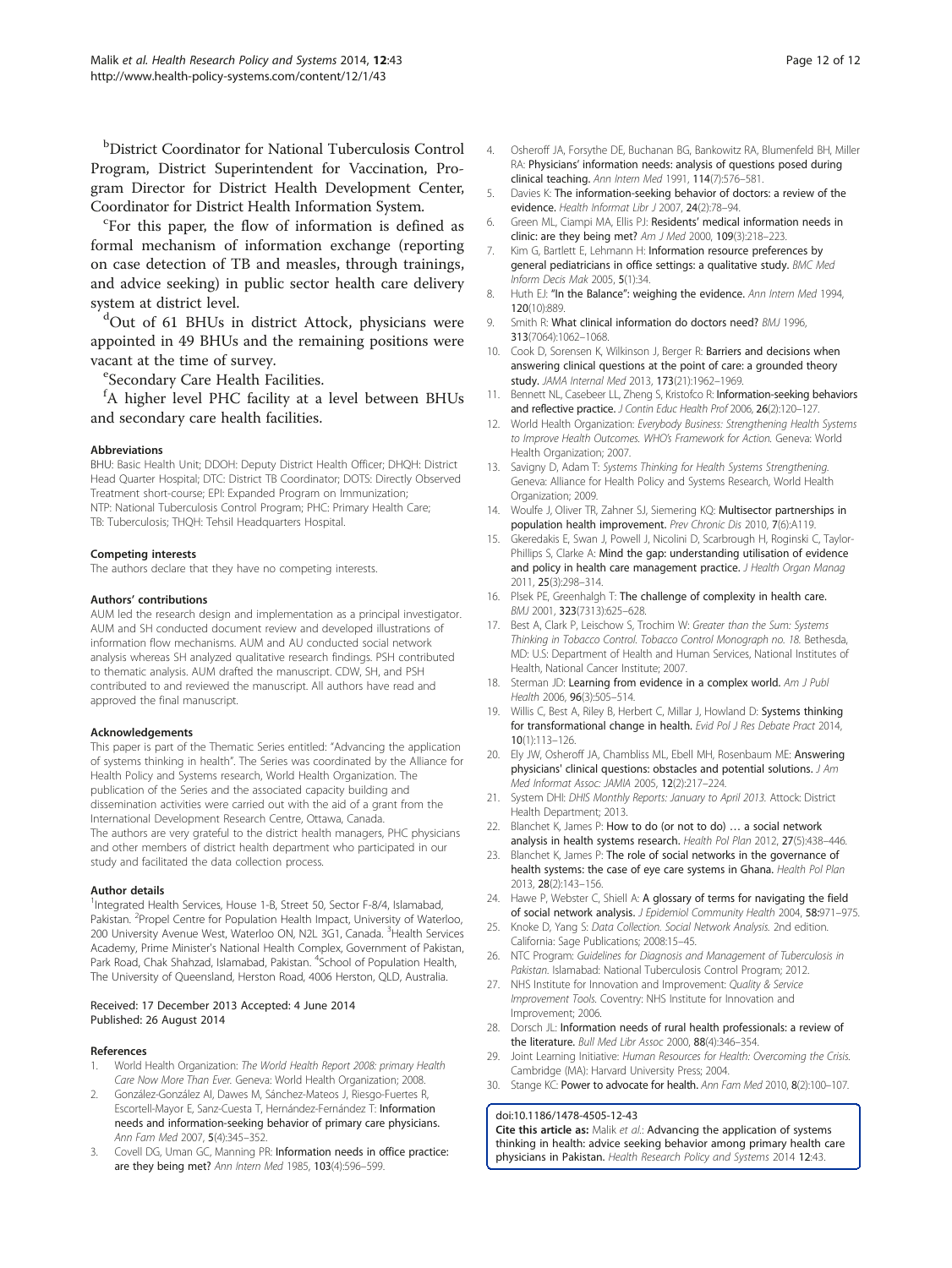[b]District Coordinator for National Tuberculosis Control Program, District Superintendent for Vaccination, Program Director for District Health Development Center, Coordinator for District Health Information System.

[c]For this paper, the flow of information is defined as formal mechanism of information exchange (reporting on case detection of TB and measles, through trainings, and advice seeking) in public sector health care delivery system at district level.

[d]Out of 61 BHUs in district Attock, physicians were appointed in 49 BHUs and the remaining positions were vacant at the time of survey.

[e]Secondary Care Health Facilities.

[f]A higher level PHC facility at a level between BHUs and secondary care health facilities.

#### Abbreviations

BHU: Basic Health Unit; DDOH: Deputy District Health Officer; DHQH: District Head Quarter Hospital; DTC: District TB Coordinator; DOTS: Directly Observed Treatment short-course; EPI: Expanded Program on Immunization; NTP: National Tuberculosis Control Program; PHC: Primary Health Care; TB: Tuberculosis; THQH: Tehsil Headquarters Hospital.

#### Competing interests

The authors declare that they have no competing interests.

#### Authors' contributions

AUM led the research design and implementation as a principal investigator. AUM and SH conducted document review and developed illustrations of information flow mechanisms. AUM and AU conducted social network analysis whereas SH analyzed qualitative research findings. PSH contributed to thematic analysis. AUM drafted the manuscript. CDW, SH, and PSH contributed to and reviewed the manuscript. All authors have read and approved the final manuscript.

#### Acknowledgements

This paper is part of the Thematic Series entitled: "Advancing the application of systems thinking in health". The Series was coordinated by the Alliance for Health Policy and Systems research, World Health Organization. The publication of the Series and the associated capacity building and dissemination activities were carried out with the aid of a grant from the International Development Research Centre, Ottawa, Canada.
The authors are very grateful to the district health managers, PHC physicians and other members of district health department who participated in our study and facilitated the data collection process.

#### Author details

[1]Integrated Health Services, House 1-B, Street 50, Sector F-8/4, Islamabad, Pakistan. [2]Propel Centre for Population Health Impact, University of Waterloo, 200 University Avenue West, Waterloo ON, N2L 3G1, Canada. [3]Health Services Academy, Prime Minister's National Health Complex, Government of Pakistan, Park Road, Chak Shahzad, Islamabad, Pakistan. [4]School of Population Health, The University of Queensland, Herston Road, 4006 Herston, QLD, Australia.

Received: 17 December 2013 Accepted: 4 June 2014
Published: 26 August 2014

#### References

1. World Health Organization: *The World Health Report 2008: primary Health Care Now More Than Ever.* Geneva: World Health Organization; 2008.
2. González-González AI, Dawes M, Sánchez-Mateos J, Riesgo-Fuertes R, Escortell-Mayor E, Sanz-Cuesta T, Hernández-Fernández T: **Information needs and information-seeking behavior of primary care physicians.** *Ann Fam Med* 2007, **5**(4):345–352.
3. Covell DG, Uman GC, Manning PR: **Information needs in office practice: are they being met?** *Ann Intern Med* 1985, **103**(4):596–599.
4. Osheroff JA, Forsythe DE, Buchanan BG, Bankowitz RA, Blumenfeld BH, Miller RA: **Physicians' information needs: analysis of questions posed during clinical teaching.** *Ann Intern Med* 1991, **114**(7):576–581.
5. Davies K: **The information-seeking behavior of doctors: a review of the evidence.** *Health Informat Libr J* 2007, **24**(2):78–94.
6. Green ML, Ciampi MA, Ellis PJ: **Residents' medical information needs in clinic: are they being met?** *Am J Med* 2000, **109**(3):218–223.
7. Kim G, Bartlett E, Lehmann H: **Information resource preferences by general pediatricians in office settings: a qualitative study.** *BMC Med Inform Decis Mak* 2005, **5**(1):34.
8. Huth EJ: **"In the Balance": weighing the evidence.** *Ann Intern Med* 1994, **120**(10):889.
9. Smith R: **What clinical information do doctors need?** *BMJ* 1996, **313**(7064):1062–1068.
10. Cook D, Sorensen K, Wilkinson J, Berger R: **Barriers and decisions when answering clinical questions at the point of care: a grounded theory study.** *JAMA Internal Med* 2013, **173**(21):1962–1969.
11. Bennett NL, Casebeer LL, Zheng S, Kristofco R: **Information-seeking behaviors and reflective practice.** *J Contin Educ Health Prof* 2006, **26**(2):120–127.
12. World Health Organization: *Everybody Business: Strengthening Health Systems to Improve Health Outcomes. WHO's Framework for Action.* Geneva: World Health Organization; 2007.
13. Savigny D, Adam T: *Systems Thinking for Health Systems Strengthening.* Geneva: Alliance for Health Policy and Systems Research, World Health Organization; 2009.
14. Woulfe J, Oliver TR, Zahner SJ, Siemering KQ: **Multisector partnerships in population health improvement.** *Prev Chronic Dis* 2010, **7**(6):A119.
15. Gkeredakis E, Swan J, Powell J, Nicolini D, Scarbrough H, Roginski C, Taylor-Phillips S, Clarke A: **Mind the gap: understanding utilisation of evidence and policy in health care management practice.** *J Health Organ Manag* 2011, **25**(3):298–314.
16. Plsek PE, Greenhalgh T: **The challenge of complexity in health care.** *BMJ* 2001, **323**(7313):625–628.
17. Best A, Clark P, Leischow S, Trochim W: *Greater than the Sum: Systems Thinking in Tobacco Control. Tobacco Control Monograph no. 18.* Bethesda, MD: U.S: Department of Health and Human Services, National Institutes of Health, National Cancer Institute; 2007.
18. Sterman JD: **Learning from evidence in a complex world.** *Am J Publ Health* 2006, **96**(3):505–514.
19. Willis C, Best A, Riley B, Herbert C, Millar J, Howland D: **Systems thinking for transformational change in health.** *Evid Pol J Res Debate Pract* 2014, **10**(1):113–126.
20. Ely JW, Osheroff JA, Chambliss ML, Ebell MH, Rosenbaum ME: **Answering physicians' clinical questions: obstacles and potential solutions.** *J Am Med Informat Assoc: JAMIA* 2005, **12**(2):217–224.
21. System DHI: *DHIS Monthly Reports: January to April 2013.* Attock: District Health Department; 2013.
22. Blanchet K, James P: **How to do (or not to do) … a social network analysis in health systems research.** *Health Pol Plan* 2012, **27**(5):438–446.
23. Blanchet K, James P: **The role of social networks in the governance of health systems: the case of eye care systems in Ghana.** *Health Pol Plan* 2013, **28**(2):143–156.
24. Hawe P, Webster C, Shiell A: **A glossary of terms for navigating the field of social network analysis.** *J Epidemiol Community Health* 2004, **58:**971–975.
25. Knoke D, Yang S: *Data Collection. Social Network Analysis.* 2nd edition. California: Sage Publications; 2008:15–45.
26. NTC Program: *Guidelines for Diagnosis and Management of Tuberculosis in Pakistan.* Islamabad: National Tuberculosis Control Program; 2012.
27. NHS Institute for Innovation and Improvement: *Quality & Service Improvement Tools.* Coventry: NHS Institute for Innovation and Improvement; 2006.
28. Dorsch JL: **Information needs of rural health professionals: a review of the literature.** *Bull Med Libr Assoc* 2000, **88**(4):346–354.
29. Joint Learning Initiative: *Human Resources for Health: Overcoming the Crisis.* Cambridge (MA): Harvard University Press; 2004.
30. Stange KC: **Power to advocate for health.** *Ann Fam Med* 2010, **8**(2):100–107.

doi:10.1186/1478-4505-12-43
**Cite this article as:** Malik *et al.*: Advancing the application of systems thinking in health: advice seeking behavior among primary health care physicians in Pakistan. *Health Research Policy and Systems* 2014 **12**:43.